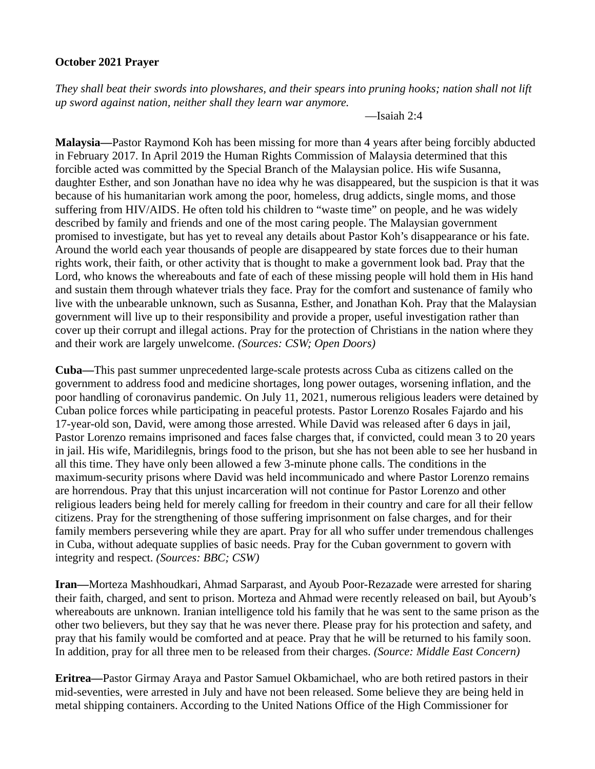**October 2021 Prayer**

*They shall beat their swords into plowshares, and their spears into pruning hooks; nation shall not lift up sword against nation, neither shall they learn war anymore.*

—Isaiah 2:4

**Malaysia—**Pastor Raymond Koh has been missing for more than 4 years after being forcibly abducted in February 2017. In April 2019 the Human Rights Commission of Malaysia determined that this forcible acted was committed by the Special Branch of the Malaysian police. His wife Susanna, daughter Esther, and son Jonathan have no idea why he was disappeared, but the suspicion is that it was because of his humanitarian work among the poor, homeless, drug addicts, single moms, and those suffering from HIV/AIDS. He often told his children to "waste time" on people, and he was widely described by family and friends and one of the most caring people. The Malaysian government promised to investigate, but has yet to reveal any details about Pastor Koh's disappearance or his fate. Around the world each year thousands of people are disappeared by state forces due to their human rights work, their faith, or other activity that is thought to make a government look bad. Pray that the Lord, who knows the whereabouts and fate of each of these missing people will hold them in His hand and sustain them through whatever trials they face. Pray for the comfort and sustenance of family who live with the unbearable unknown, such as Susanna, Esther, and Jonathan Koh. Pray that the Malaysian government will live up to their responsibility and provide a proper, useful investigation rather than cover up their corrupt and illegal actions. Pray for the protection of Christians in the nation where they and their work are largely unwelcome. *(Sources: CSW; Open Doors)*

**Cuba—**This past summer unprecedented large-scale protests across Cuba as citizens called on the government to address food and medicine shortages, long power outages, worsening inflation, and the poor handling of coronavirus pandemic. On July 11, 2021, numerous religious leaders were detained by Cuban police forces while participating in peaceful protests. Pastor Lorenzo Rosales Fajardo and his 17-year-old son, David, were among those arrested. While David was released after 6 days in jail, Pastor Lorenzo remains imprisoned and faces false charges that, if convicted, could mean 3 to 20 years in jail. His wife, Maridilegnis, brings food to the prison, but she has not been able to see her husband in all this time. They have only been allowed a few 3-minute phone calls. The conditions in the maximum-security prisons where David was held incommunicado and where Pastor Lorenzo remains are horrendous. Pray that this unjust incarceration will not continue for Pastor Lorenzo and other religious leaders being held for merely calling for freedom in their country and care for all their fellow citizens. Pray for the strengthening of those suffering imprisonment on false charges, and for their family members persevering while they are apart. Pray for all who suffer under tremendous challenges in Cuba, without adequate supplies of basic needs. Pray for the Cuban government to govern with integrity and respect. *(Sources: BBC; CSW)*

**Iran—**Morteza Mashhoudkari, Ahmad Sarparast, and Ayoub Poor-Rezazade were arrested for sharing their faith, charged, and sent to prison. Morteza and Ahmad were recently released on bail, but Ayoub's whereabouts are unknown. Iranian intelligence told his family that he was sent to the same prison as the other two believers, but they say that he was never there. Please pray for his protection and safety, and pray that his family would be comforted and at peace. Pray that he will be returned to his family soon. In addition, pray for all three men to be released from their charges. *(Source: Middle East Concern)*

**Eritrea—**Pastor Girmay Araya and Pastor Samuel Okbamichael, who are both retired pastors in their mid-seventies, were arrested in July and have not been released. Some believe they are being held in metal shipping containers. According to the United Nations Office of the High Commissioner for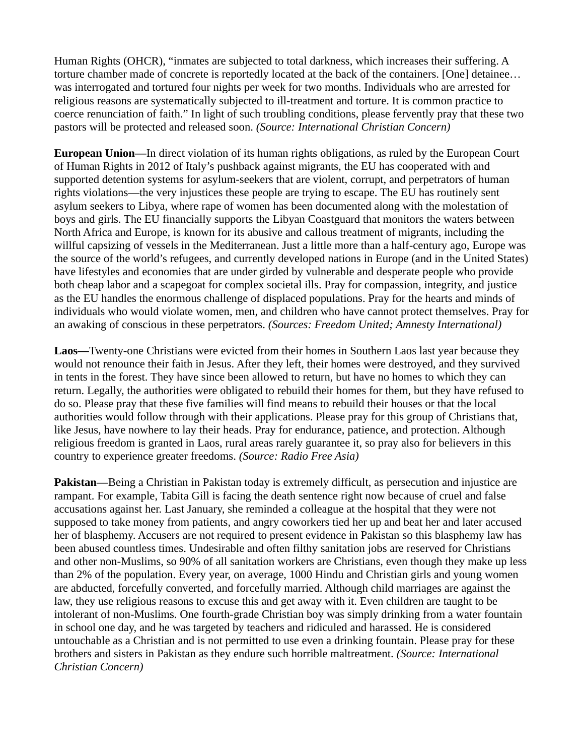Human Rights (OHCR), "inmates are subjected to total darkness, which increases their suffering. A torture chamber made of concrete is reportedly located at the back of the containers. [One] detainee… was interrogated and tortured four nights per week for two months. Individuals who are arrested for religious reasons are systematically subjected to ill-treatment and torture. It is common practice to coerce renunciation of faith." In light of such troubling conditions, please fervently pray that these two pastors will be protected and released soon. *(Source: International Christian Concern)*

**European Union—**In direct violation of its human rights obligations, as ruled by the European Court of Human Rights in 2012 of Italy's pushback against migrants, the EU has cooperated with and supported detention systems for asylum-seekers that are violent, corrupt, and perpetrators of human rights violations—the very injustices these people are trying to escape. The EU has routinely sent asylum seekers to Libya, where rape of women has been documented along with the molestation of boys and girls. The EU financially supports the Libyan Coastguard that monitors the waters between North Africa and Europe, is known for its abusive and callous treatment of migrants, including the willful capsizing of vessels in the Mediterranean. Just a little more than a half-century ago, Europe was the source of the world's refugees, and currently developed nations in Europe (and in the United States) have lifestyles and economies that are under girded by vulnerable and desperate people who provide both cheap labor and a scapegoat for complex societal ills. Pray for compassion, integrity, and justice as the EU handles the enormous challenge of displaced populations. Pray for the hearts and minds of individuals who would violate women, men, and children who have cannot protect themselves. Pray for an awaking of conscious in these perpetrators. *(Sources: Freedom United; Amnesty International)*

**Laos—**Twenty-one Christians were evicted from their homes in Southern Laos last year because they would not renounce their faith in Jesus. After they left, their homes were destroyed, and they survived in tents in the forest. They have since been allowed to return, but have no homes to which they can return. Legally, the authorities were obligated to rebuild their homes for them, but they have refused to do so. Please pray that these five families will find means to rebuild their houses or that the local authorities would follow through with their applications. Please pray for this group of Christians that, like Jesus, have nowhere to lay their heads. Pray for endurance, patience, and protection. Although religious freedom is granted in Laos, rural areas rarely guarantee it, so pray also for believers in this country to experience greater freedoms. *(Source: Radio Free Asia)*

**Pakistan—**Being a Christian in Pakistan today is extremely difficult, as persecution and injustice are rampant. For example, Tabita Gill is facing the death sentence right now because of cruel and false accusations against her. Last January, she reminded a colleague at the hospital that they were not supposed to take money from patients, and angry coworkers tied her up and beat her and later accused her of blasphemy. Accusers are not required to present evidence in Pakistan so this blasphemy law has been abused countless times. Undesirable and often filthy sanitation jobs are reserved for Christians and other non-Muslims, so 90% of all sanitation workers are Christians, even though they make up less than 2% of the population. Every year, on average, 1000 Hindu and Christian girls and young women are abducted, forcefully converted, and forcefully married. Although child marriages are against the law, they use religious reasons to excuse this and get away with it. Even children are taught to be intolerant of non-Muslims. One fourth-grade Christian boy was simply drinking from a water fountain in school one day, and he was targeted by teachers and ridiculed and harassed. He is considered untouchable as a Christian and is not permitted to use even a drinking fountain. Please pray for these brothers and sisters in Pakistan as they endure such horrible maltreatment. *(Source: International Christian Concern)*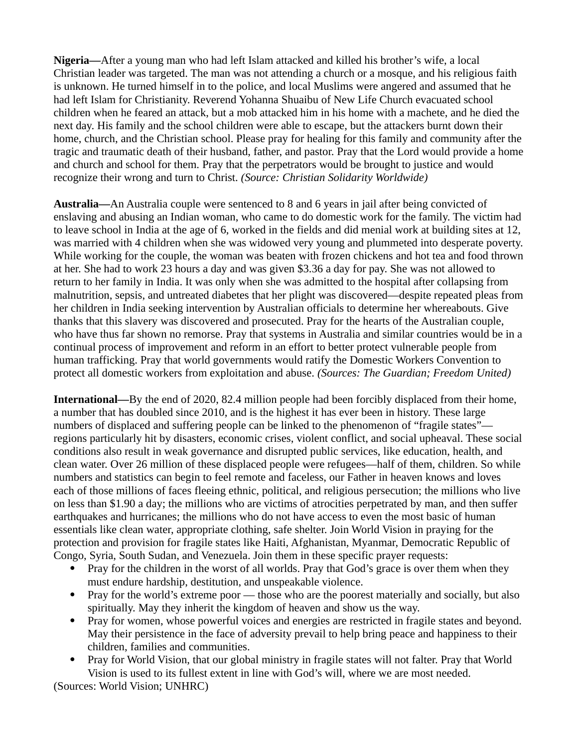**Nigeria—**After a young man who had left Islam attacked and killed his brother's wife, a local Christian leader was targeted. The man was not attending a church or a mosque, and his religious faith is unknown. He turned himself in to the police, and local Muslims were angered and assumed that he had left Islam for Christianity. Reverend Yohanna Shuaibu of New Life Church evacuated school children when he feared an attack, but a mob attacked him in his home with a machete, and he died the next day. His family and the school children were able to escape, but the attackers burnt down their home, church, and the Christian school. Please pray for healing for this family and community after the tragic and traumatic death of their husband, father, and pastor. Pray that the Lord would provide a home and church and school for them. Pray that the perpetrators would be brought to justice and would recognize their wrong and turn to Christ. *(Source: Christian Solidarity Worldwide)*

**Australia—**An Australia couple were sentenced to 8 and 6 years in jail after being convicted of enslaving and abusing an Indian woman, who came to do domestic work for the family. The victim had to leave school in India at the age of 6, worked in the fields and did menial work at building sites at 12, was married with 4 children when she was widowed very young and plummeted into desperate poverty. While working for the couple, the woman was beaten with frozen chickens and hot tea and food thrown at her. She had to work 23 hours a day and was given $3.36 a day for pay. She was not allowed to return to her family in India. It was only when she was admitted to the hospital after collapsing from malnutrition, sepsis, and untreated diabetes that her plight was discovered—despite repeated pleas from her children in India seeking intervention by Australian officials to determine her whereabouts. Give thanks that this slavery was discovered and prosecuted. Pray for the hearts of the Australian couple, who have thus far shown no remorse. Pray that systems in Australia and similar countries would be in a continual process of improvement and reform in an effort to better protect vulnerable people from human trafficking. Pray that world governments would ratify the Domestic Workers Convention to protect all domestic workers from exploitation and abuse. *(Sources: The Guardian; Freedom United)*

**International—**By the end of 2020, 82.4 million people had been forcibly displaced from their home, a number that has doubled since 2010, and is the highest it has ever been in history. These large numbers of displaced and suffering people can be linked to the phenomenon of "fragile states"—regions particularly hit by disasters, economic crises, violent conflict, and social upheaval. These social conditions also result in weak governance and disrupted public services, like education, health, and clean water. Over 26 million of these displaced people were refugees—half of them, children. So while numbers and statistics can begin to feel remote and faceless, our Father in heaven knows and loves each of those millions of faces fleeing ethnic, political, and religious persecution; the millions who live on less than $1.90 a day; the millions who are victims of atrocities perpetrated by man, and then suffer earthquakes and hurricanes; the millions who do not have access to even the most basic of human essentials like clean water, appropriate clothing, safe shelter. Join World Vision in praying for the protection and provision for fragile states like Haiti, Afghanistan, Myanmar, Democratic Republic of Congo, Syria, South Sudan, and Venezuela. Join them in these specific prayer requests:

- Pray for the children in the worst of all worlds. Pray that God's grace is over them when they must endure hardship, destitution, and unspeakable violence.
- Pray for the world's extreme poor — those who are the poorest materially and socially, but also spiritually. May they inherit the kingdom of heaven and show us the way.
- Pray for women, whose powerful voices and energies are restricted in fragile states and beyond. May their persistence in the face of adversity prevail to help bring peace and happiness to their children, families and communities.
- Pray for World Vision, that our global ministry in fragile states will not falter. Pray that World Vision is used to its fullest extent in line with God's will, where we are most needed.

(Sources: World Vision; UNHRC)